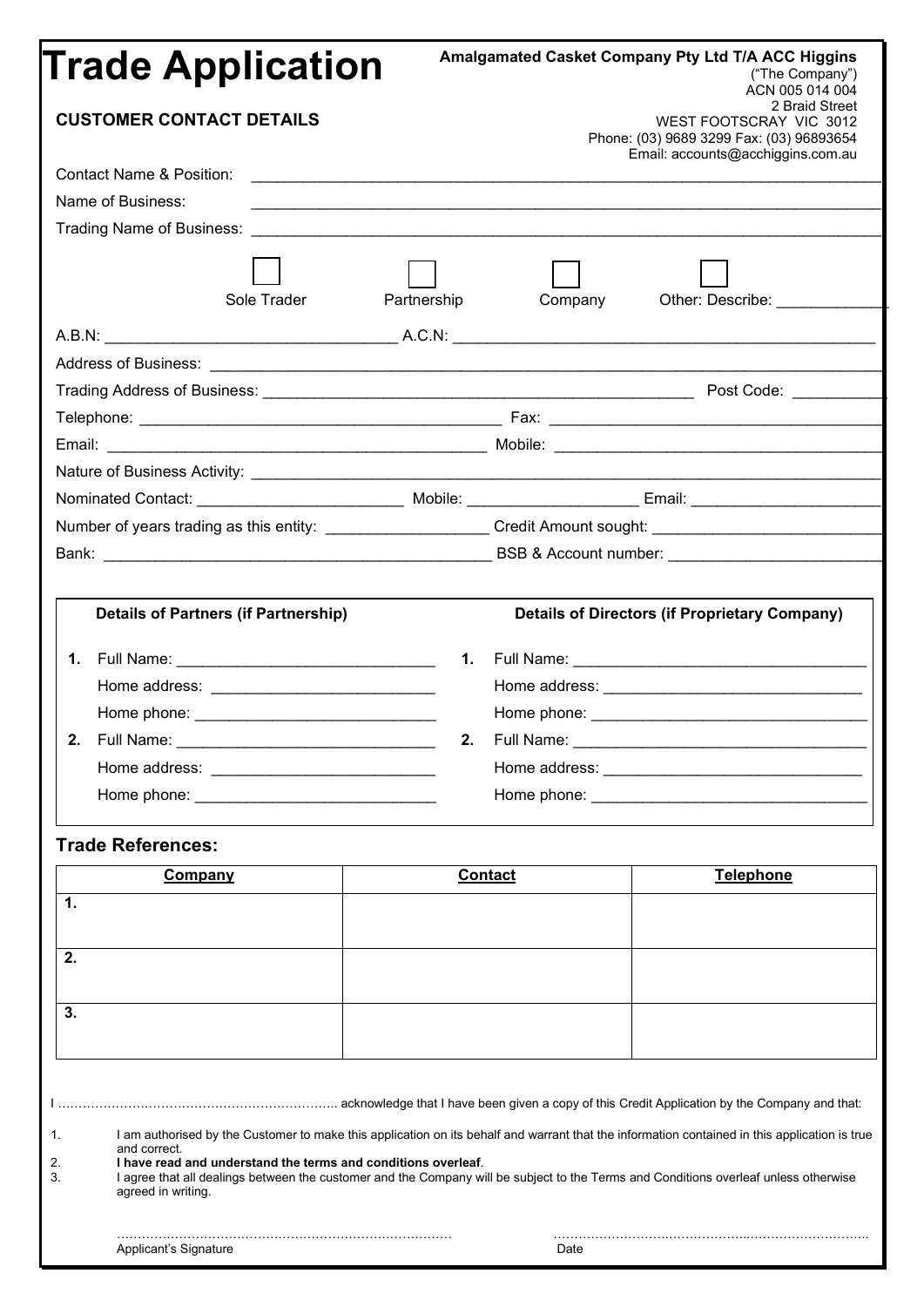# Trade Application

**Amalgamated Casket Company Pty Ltd T/A ACC Higgins**
("The Company")
ACN 005 014 004
2 Braid Street
WEST FOOTSCRAY VIC 3012
Phone: (03) 9689 3299 Fax: (03) 96893654
Email: accounts@acchiggins.com.au

## CUSTOMER CONTACT DETAILS

Contact Name & Position: ______________________________________________

Name of Business: ______________________________________________

Trading Name of Business: ______________________________________________

☐ Sole Trader ☐ Partnership ☐ Company ☐ Other: Describe: ____________

A.B.N: ______________________ A.C.N: ______________________

Address of Business: ______________________________________________

Trading Address of Business: ______________________ Post Code: __________

Telephone: ______________________ Fax: ______________________

Email: ______________________ Mobile: ______________________

Nature of Business Activity: ______________________________________________

Nominated Contact: ______________ Mobile: ______________ Email: ______________

Number of years trading as this entity: ______________ Credit Amount sought: ______________

Bank: ______________________ BSB & Account number: ______________________

| Details of Partners (if Partnership) | Details of Directors (if Proprietary Company) |
|---|---|
| **1.** Full Name: ______________ | **1.** Full Name: ______________ |
| Home address: ______________ | Home address: ______________ |
| Home phone: ______________ | Home phone: ______________ |
| **2.** Full Name: ______________ | **2.** Full Name: ______________ |
| Home address: ______________ | Home address: ______________ |
| Home phone: ______________ | Home phone: ______________ |

### Trade References:

| Company | Contact | Telephone |
|---|---|---|
| 1. | | |
| 2. | | |
| 3. | | |

I ………………………………………………………….. acknowledge that I have been given a copy of this Credit Application by the Company and that:

1. I am authorised by the Customer to make this application on its behalf and warrant that the information contained in this application is true and correct.
2. **I have read and understand the terms and conditions overleaf**.
3. I agree that all dealings between the customer and the Company will be subject to the Terms and Conditions overleaf unless otherwise agreed in writing.

……………………………………………………………………… ………………………………………………………………..
Applicant's Signature Date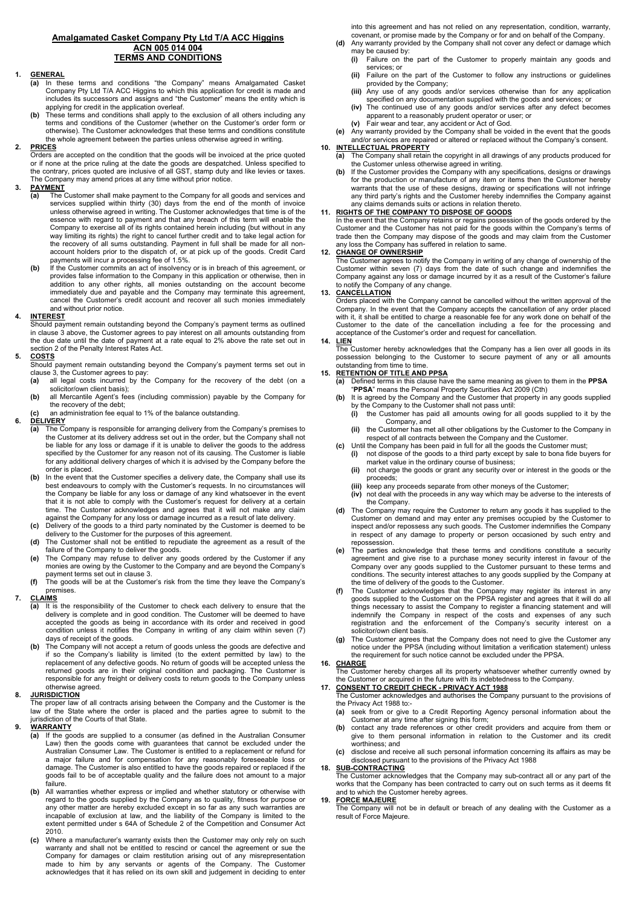# Amalgamated Casket Company Pty Ltd T/A ACC Higgins
## ACN 005 014 004
## TERMS AND CONDITIONS

**1. GENERAL**

**(a)** In these terms and conditions "the Company" means Amalgamated Casket Company Pty Ltd T/A ACC Higgins to which this application for credit is made and includes its successors and assigns and "the Customer" means the entity which is applying for credit in the application overleaf.

**(b)** These terms and conditions shall apply to the exclusion of all others including any terms and conditions of the Customer (whether on the Customer's order form or otherwise). The Customer acknowledges that these terms and conditions constitute the whole agreement between the parties unless otherwise agreed in writing.

**2. PRICES**

Orders are accepted on the condition that the goods will be invoiced at the price quoted or if none at the price ruling at the date the goods are despatched. Unless specified to the contrary, prices quoted are inclusive of all GST, stamp duty and like levies or taxes. The Company may amend prices at any time without prior notice.

**3. PAYMENT**

**(a)** The Customer shall make payment to the Company for all goods and services and services supplied within thirty (30) days from the end of the month of invoice unless otherwise agreed in writing. The Customer acknowledges that time is of the essence with regard to payment and that any breach of this term will enable the Company to exercise all of its rights contained herein including (but without in any way limiting its rights) the right to cancel further credit and to take legal action for the recovery of all sums outstanding. Payment in full shall be made for all non-account holders prior to the dispatch of, or at pick up of the goods. Credit Card payments will incur a processing fee of 1.5%.

**(b)** If the Customer commits an act of insolvency or is in breach of this agreement, or provides false information to the Company in this application or otherwise, then in addition to any other rights, all monies outstanding on the account become immediately due and payable and the Company may terminate this agreement, cancel the Customer's credit account and recover all such monies immediately and without prior notice.

**4. INTEREST**

Should payment remain outstanding beyond the Company's payment terms as outlined in clause 3 above, the Customer agrees to pay interest on all amounts outstanding from the due date until the date of payment at a rate equal to 2% above the rate set out in section 2 of the Penalty Interest Rates Act.

**5. COSTS**

Should payment remain outstanding beyond the Company's payment terms set out in clause 3, the Customer agrees to pay:

**(a)** all legal costs incurred by the Company for the recovery of the debt (on a solicitor/own client basis);

**(b)** all Mercantile Agent's fees (including commission) payable by the Company for the recovery of the debt;

**(c)** an administration fee equal to 1% of the balance outstanding.

**6. DELIVERY**

**(a)** The Company is responsible for arranging delivery from the Company's premises to the Customer at its delivery address set out in the order, but the Company shall not be liable for any loss or damage if it is unable to deliver the goods to the address specified by the Customer for any reason not of its causing. The Customer is liable for any additional delivery charges of which it is advised by the Company before the order is placed.

**(b)** In the event that the Customer specifies a delivery date, the Company shall use its best endeavours to comply with the Customer's requests. In no circumstances will the Company be liable for any loss or damage of any kind whatsoever in the event that it is not able to comply with the Customer's request for delivery at a certain time. The Customer acknowledges and agrees that it will not make any claim against the Company for any loss or damage incurred as a result of late delivery.

**(c)** Delivery of the goods to a third party nominated by the Customer is deemed to be delivery to the Customer for the purposes of this agreement.

**(d)** The Customer shall not be entitled to repudiate the agreement as a result of the failure of the Company to deliver the goods.

**(e)** The Company may refuse to deliver any goods ordered by the Customer if any monies are owing by the Customer to the Company and are beyond the Company's payment terms set out in clause 3.

**(f)** The goods will be at the Customer's risk from the time they leave the Company's premises.

**7. CLAIMS**

**(a)** It is the responsibility of the Customer to check each delivery to ensure that the delivery is complete and in good condition. The Customer will be deemed to have accepted the goods as being in accordance with its order and received in good condition unless it notifies the Company in writing of any claim within seven (7) days of receipt of the goods.

**(b)** The Company will not accept a return of goods unless the goods are defective and if so the Company's liability is limited (to the extent permitted by law) to the replacement of any defective goods. No return of goods will be accepted unless the returned goods are in their original condition and packaging. The Customer is responsible for any freight or delivery costs to return goods to the Company unless otherwise agreed.

**8. JURISDICTION**

The proper law of all contracts arising between the Company and the Customer is the law of the State where the order is placed and the parties agree to submit to the jurisdiction of the Courts of that State.

**9. WARRANTY**

**(a)** If the goods are supplied to a consumer (as defined in the Australian Consumer Law) then the goods come with guarantees that cannot be excluded under the Australian Consumer Law. The Customer is entitled to a replacement or refund for a major failure and for compensation for any reasonably foreseeable loss or damage. The Customer is also entitled to have the goods repaired or replaced if the goods fail to be of acceptable quality and the failure does not amount to a major failure.

**(b)** All warranties whether express or implied and whether statutory or otherwise with regard to the goods supplied by the Company as to quality, fitness for purpose or any other matter are hereby excluded except in so far as any such warranties are incapable of exclusion at law, and the liability of the Company is limited to the extent permitted under s 64A of Schedule 2 of the Competition and Consumer Act 2010.

**(c)** Where a manufacturer's warranty exists then the Customer may only rely on such warranty and shall not be entitled to rescind or cancel the agreement or sue the Company for damages or claim restitution arising out of any misrepresentation made to him by any servants or agents of the Company. The Customer acknowledges that it has relied on its own skill and judgement in deciding to enter into this agreement and has not relied on any representation, condition, warranty, covenant, or promise made by the Company or for and on behalf of the Company.

**(d)** Any warranty provided by the Company shall not cover any defect or damage which may be caused by:

**(i)** Failure on the part of the Customer to properly maintain any goods and services; or

**(ii)** Failure on the part of the Customer to follow any instructions or guidelines provided by the Company;

**(iii)** Any use of any goods and/or services otherwise than for any application specified on any documentation supplied with the goods and services; or

**(iv)** The continued use of any goods and/or services after any defect becomes apparent to a reasonably prudent operator or user; or

**(v)** Fair wear and tear, any accident or Act of God.

**(e)** Any warranty provided by the Company shall be voided in the event that the goods and/or services are repaired or altered or replaced without the Company's consent.

**10. INTELLECTUAL PROPERTY**

**(a)** The Company shall retain the copyright in all drawings of any products produced for the Customer unless otherwise agreed in writing.

**(b)** If the Customer provides the Company with any specifications, designs or drawings for the production or manufacture of any item or items then the Customer hereby warrants that the use of these designs, drawing or specifications will not infringe any third party's rights and the Customer hereby indemnifies the Company against any claims demands suits or actions in relation thereto.

**11. RIGHTS OF THE COMPANY TO DISPOSE OF GOODS**

In the event that the Company retains or regains possession of the goods ordered by the Customer and the Customer has not paid for the goods within the Company's terms of trade then the Company may dispose of the goods and may claim from the Customer any loss the Company has suffered in relation to same.

**12. CHANGE OF OWNERSHIP**

The Customer agrees to notify the Company in writing of any change of ownership of the Customer within seven (7) days from the date of such change and indemnifies the Company against any loss or damage incurred by it as a result of the Customer's failure to notify the Company of any change.

**13. CANCELLATION**

Orders placed with the Company cannot be cancelled without the written approval of the Company. In the event that the Company accepts the cancellation of any order placed with it, it shall be entitled to charge a reasonable fee for any work done on behalf of the Customer to the date of the cancellation including a fee for the processing and acceptance of the Customer's order and request for cancellation.

**14. LIEN**

The Customer hereby acknowledges that the Company has a lien over all goods in its possession belonging to the Customer to secure payment of any or all amounts outstanding from time to time.

**15. RETENTION OF TITLE AND PPSA**

**(a)** Defined terms in this clause have the same meaning as given to them in the **PPSA** "**PPSA**" means the Personal Property Securities Act 2009 (Cth)

**(b)** It is agreed by the Company and the Customer that property in any goods supplied by the Company to the Customer shall not pass until:

**(i)** the Customer has paid all amounts owing for all goods supplied to it by the Company, and

**(ii)** the Customer has met all other obligations by the Customer to the Company in respect of all contracts between the Company and the Customer.

**(c)** Until the Company has been paid in full for all the goods the Customer must;

**(i)** not dispose of the goods to a third party except by sale to bona fide buyers for market value in the ordinary course of business;

**(ii)** not charge the goods or grant any security over or interest in the goods or the proceeds;

**(iii)** keep any proceeds separate from other moneys of the Customer;

**(iv)** not deal with the proceeds in any way which may be adverse to the interests of the Company.

**(d)** The Company may require the Customer to return any goods it has supplied to the Customer on demand and may enter any premises occupied by the Customer to inspect and/or repossess any such goods. The Customer indemnifies the Company in respect of any damage to property or person occasioned by such entry and repossession.

**(e)** The parties acknowledge that these terms and conditions constitute a security agreement and give rise to a purchase money security interest in favour of the Company over any goods supplied to the Customer pursuant to these terms and conditions. The security interest attaches to any goods supplied by the Company at the time of delivery of the goods to the Customer.

**(f)** The Customer acknowledges that the Company may register its interest in any goods supplied to the Customer on the PPSA register and agrees that it will do all things necessary to assist the Company to register a financing statement and will indemnify the Company in respect of the costs and expenses of any such registration and the enforcement of the Company's security interest on a solicitor/own client basis.

**(g)** The Customer agrees that the Company does not need to give the Customer any notice under the PPSA (including without limitation a verification statement) unless the requirement for such notice cannot be excluded under the PPSA.

**16. CHARGE**

The Customer hereby charges all its property whatsoever whether currently owned by the Customer or acquired in the future with its indebtedness to the Company.

**17. CONSENT TO CREDIT CHECK - PRIVACY ACT 1988**

The Customer acknowledges and authorises the Company pursuant to the provisions of the Privacy Act 1988 to:-

**(a)** seek from or give to a Credit Reporting Agency personal information about the Customer at any time after signing this form;

**(b)** contact any trade references or other credit providers and acquire from them or give to them personal information in relation to the Customer and its credit worthiness; and

**(c)** disclose and receive all such personal information concerning its affairs as may be disclosed pursuant to the provisions of the Privacy Act 1988

**18. SUB-CONTRACTING**

The Customer acknowledges that the Company may sub-contract all or any part of the works that the Company has been contracted to carry out on such terms as it deems fit and to which the Customer hereby agrees.

**19. FORCE MAJEURE**

The Company will not be in default or breach of any dealing with the Customer as a result of Force Majeure.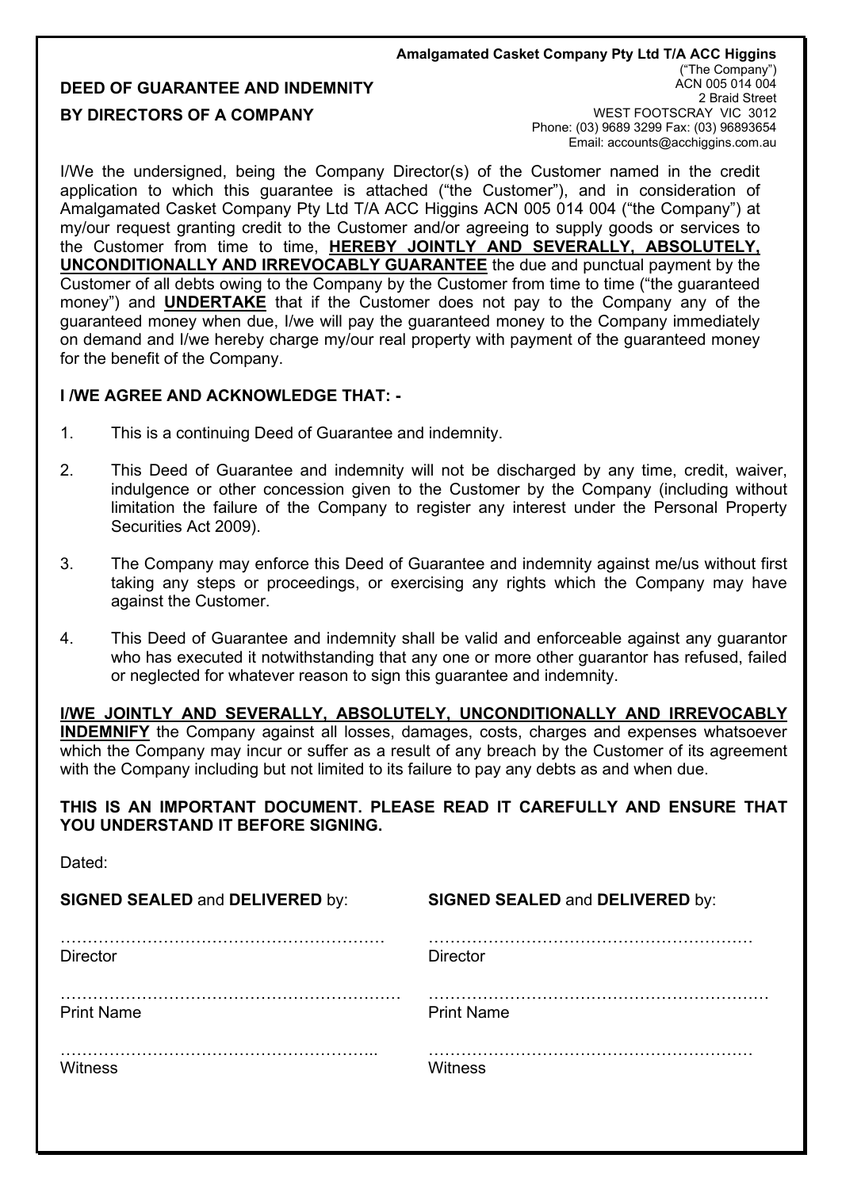**Amalgamated Casket Company Pty Ltd T/A ACC Higgins**
("The Company")
ACN 005 014 004
2 Braid Street
WEST FOOTSCRAY VIC 3012
Phone: (03) 9689 3299 Fax: (03) 96893654
Email: accounts@acchiggins.com.au

# DEED OF GUARANTEE AND INDEMNITY BY DIRECTORS OF A COMPANY

I/We the undersigned, being the Company Director(s) of the Customer named in the credit application to which this guarantee is attached ("the Customer"), and in consideration of Amalgamated Casket Company Pty Ltd T/A ACC Higgins ACN 005 014 004 ("the Company") at my/our request granting credit to the Customer and/or agreeing to supply goods or services to the Customer from time to time, **HEREBY JOINTLY AND SEVERALLY, ABSOLUTELY, UNCONDITIONALLY AND IRREVOCABLY GUARANTEE** the due and punctual payment by the Customer of all debts owing to the Company by the Customer from time to time ("the guaranteed money") and **UNDERTAKE** that if the Customer does not pay to the Company any of the guaranteed money when due, I/we will pay the guaranteed money to the Company immediately on demand and I/we hereby charge my/our real property with payment of the guaranteed money for the benefit of the Company.

**I /WE AGREE AND ACKNOWLEDGE THAT: -**

1. This is a continuing Deed of Guarantee and indemnity.
2. This Deed of Guarantee and indemnity will not be discharged by any time, credit, waiver, indulgence or other concession given to the Customer by the Company (including without limitation the failure of the Company to register any interest under the Personal Property Securities Act 2009).
3. The Company may enforce this Deed of Guarantee and indemnity against me/us without first taking any steps or proceedings, or exercising any rights which the Company may have against the Customer.
4. This Deed of Guarantee and indemnity shall be valid and enforceable against any guarantor who has executed it notwithstanding that any one or more other guarantor has refused, failed or neglected for whatever reason to sign this guarantee and indemnity.

**I/WE JOINTLY AND SEVERALLY, ABSOLUTELY, UNCONDITIONALLY AND IRREVOCABLY INDEMNIFY** the Company against all losses, damages, costs, charges and expenses whatsoever which the Company may incur or suffer as a result of any breach by the Customer of its agreement with the Company including but not limited to its failure to pay any debts as and when due.

**THIS IS AN IMPORTANT DOCUMENT. PLEASE READ IT CAREFULLY AND ENSURE THAT YOU UNDERSTAND IT BEFORE SIGNING.**

Dated:

| | |
|---|---|
| **SIGNED SEALED** and **DELIVERED** by: | **SIGNED SEALED** and **DELIVERED** by: |
| ……………………………………………… Director | ……………………………………………… Director |
| ……………………………………………… Print Name | ……………………………………………… Print Name |
| ……………………………………………… Witness | ……………………………………………… Witness |